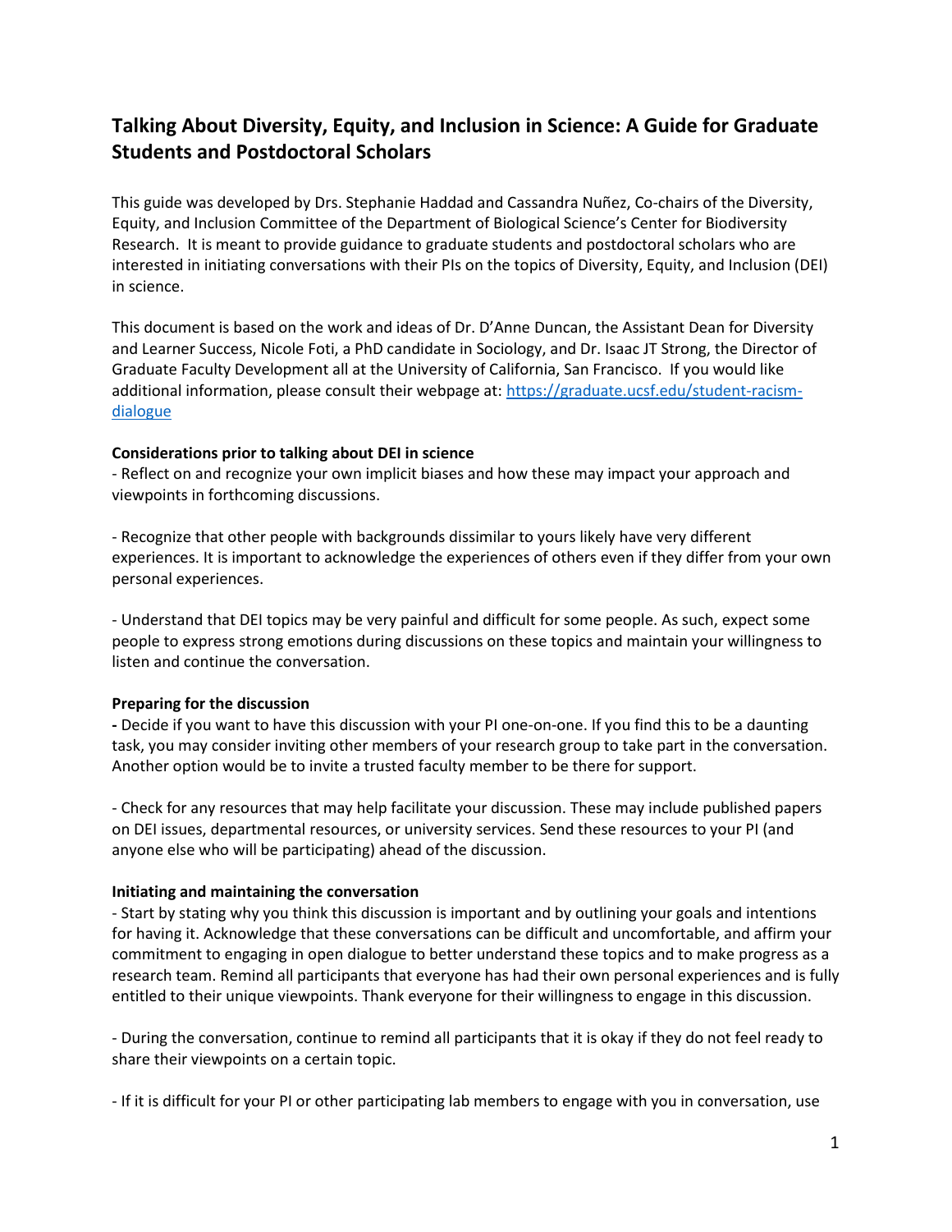# Talking About Diversity, Equity, and Inclusion in Science: A Guide for Graduate Students and Postdoctoral Scholars

This guide was developed by Drs. Stephanie Haddad and Cassandra Nuñez, Co-chairs of the Diversity, Equity, and Inclusion Committee of the Department of Biological Science's Center for Biodiversity Research. It is meant to provide guidance to graduate students and postdoctoral scholars who are interested in initiating conversations with their PIs on the topics of Diversity, Equity, and Inclusion (DEI) in science.

This document is based on the work and ideas of Dr. D'Anne Duncan, the Assistant Dean for Diversity and Learner Success, Nicole Foti, a PhD candidate in Sociology, and Dr. Isaac JT Strong, the Director of Graduate Faculty Development all at the University of California, San Francisco. If you would like additional information, please consult their webpage at: [https://graduate.ucsf.edu/student-racism-dialogue](https://graduate.ucsf.edu/student-racism-dialogue)

**Considerations prior to talking about DEI in science**

- Reflect on and recognize your own implicit biases and how these may impact your approach and viewpoints in forthcoming discussions.

- Recognize that other people with backgrounds dissimilar to yours likely have very different experiences. It is important to acknowledge the experiences of others even if they differ from your own personal experiences.

- Understand that DEI topics may be very painful and difficult for some people. As such, expect some people to express strong emotions during discussions on these topics and maintain your willingness to listen and continue the conversation.

**Preparing for the discussion**

- Decide if you want to have this discussion with your PI one-on-one. If you find this to be a daunting task, you may consider inviting other members of your research group to take part in the conversation. Another option would be to invite a trusted faculty member to be there for support.

- Check for any resources that may help facilitate your discussion. These may include published papers on DEI issues, departmental resources, or university services. Send these resources to your PI (and anyone else who will be participating) ahead of the discussion.

**Initiating and maintaining the conversation**

- Start by stating why you think this discussion is important and by outlining your goals and intentions for having it. Acknowledge that these conversations can be difficult and uncomfortable, and affirm your commitment to engaging in open dialogue to better understand these topics and to make progress as a research team. Remind all participants that everyone has had their own personal experiences and is fully entitled to their unique viewpoints. Thank everyone for their willingness to engage in this discussion.

- During the conversation, continue to remind all participants that it is okay if they do not feel ready to share their viewpoints on a certain topic.

- If it is difficult for your PI or other participating lab members to engage with you in conversation, use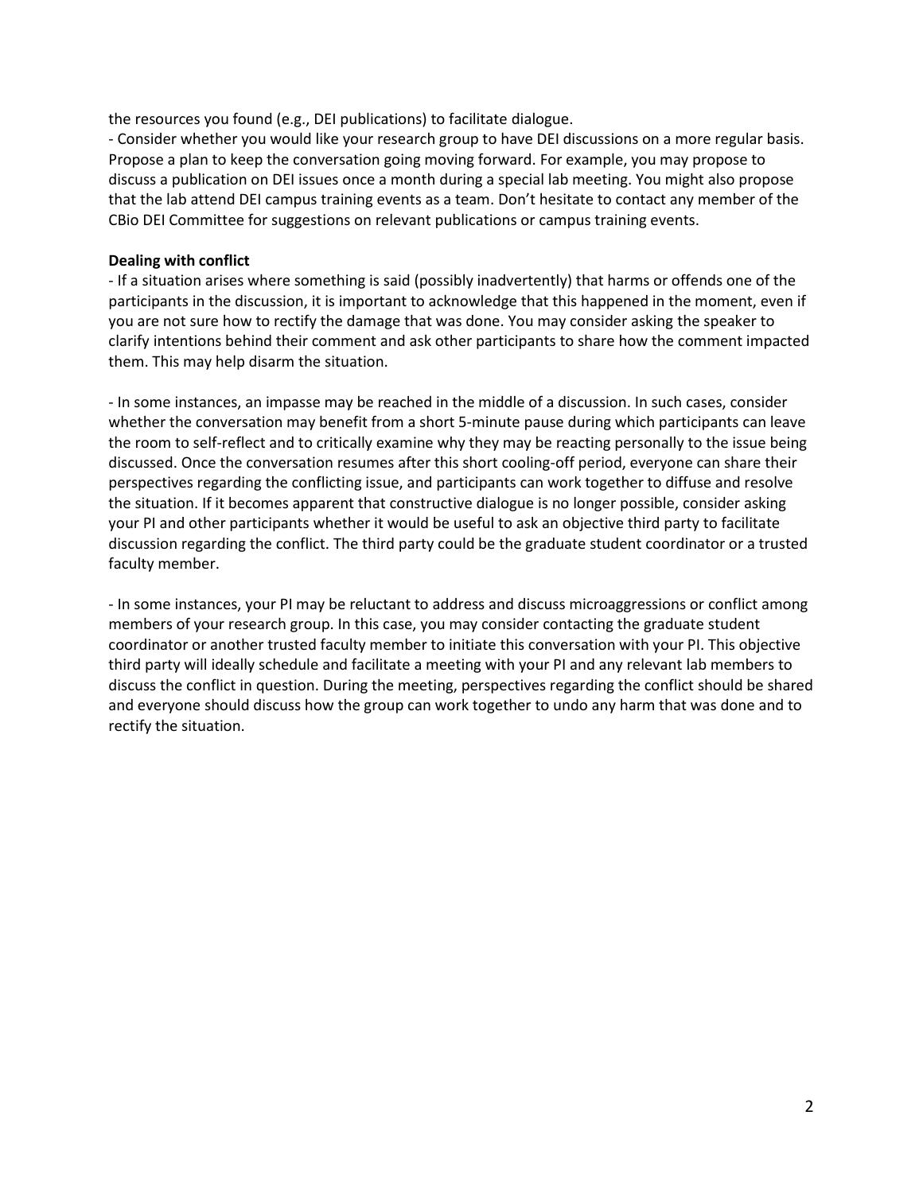the resources you found (e.g., DEI publications) to facilitate dialogue.
- Consider whether you would like your research group to have DEI discussions on a more regular basis. Propose a plan to keep the conversation going moving forward. For example, you may propose to discuss a publication on DEI issues once a month during a special lab meeting. You might also propose that the lab attend DEI campus training events as a team. Don't hesitate to contact any member of the CBio DEI Committee for suggestions on relevant publications or campus training events.

**Dealing with conflict**

- If a situation arises where something is said (possibly inadvertently) that harms or offends one of the participants in the discussion, it is important to acknowledge that this happened in the moment, even if you are not sure how to rectify the damage that was done. You may consider asking the speaker to clarify intentions behind their comment and ask other participants to share how the comment impacted them. This may help disarm the situation.

- In some instances, an impasse may be reached in the middle of a discussion. In such cases, consider whether the conversation may benefit from a short 5-minute pause during which participants can leave the room to self-reflect and to critically examine why they may be reacting personally to the issue being discussed. Once the conversation resumes after this short cooling-off period, everyone can share their perspectives regarding the conflicting issue, and participants can work together to diffuse and resolve the situation. If it becomes apparent that constructive dialogue is no longer possible, consider asking your PI and other participants whether it would be useful to ask an objective third party to facilitate discussion regarding the conflict. The third party could be the graduate student coordinator or a trusted faculty member.

- In some instances, your PI may be reluctant to address and discuss microaggressions or conflict among members of your research group. In this case, you may consider contacting the graduate student coordinator or another trusted faculty member to initiate this conversation with your PI. This objective third party will ideally schedule and facilitate a meeting with your PI and any relevant lab members to discuss the conflict in question. During the meeting, perspectives regarding the conflict should be shared and everyone should discuss how the group can work together to undo any harm that was done and to rectify the situation.